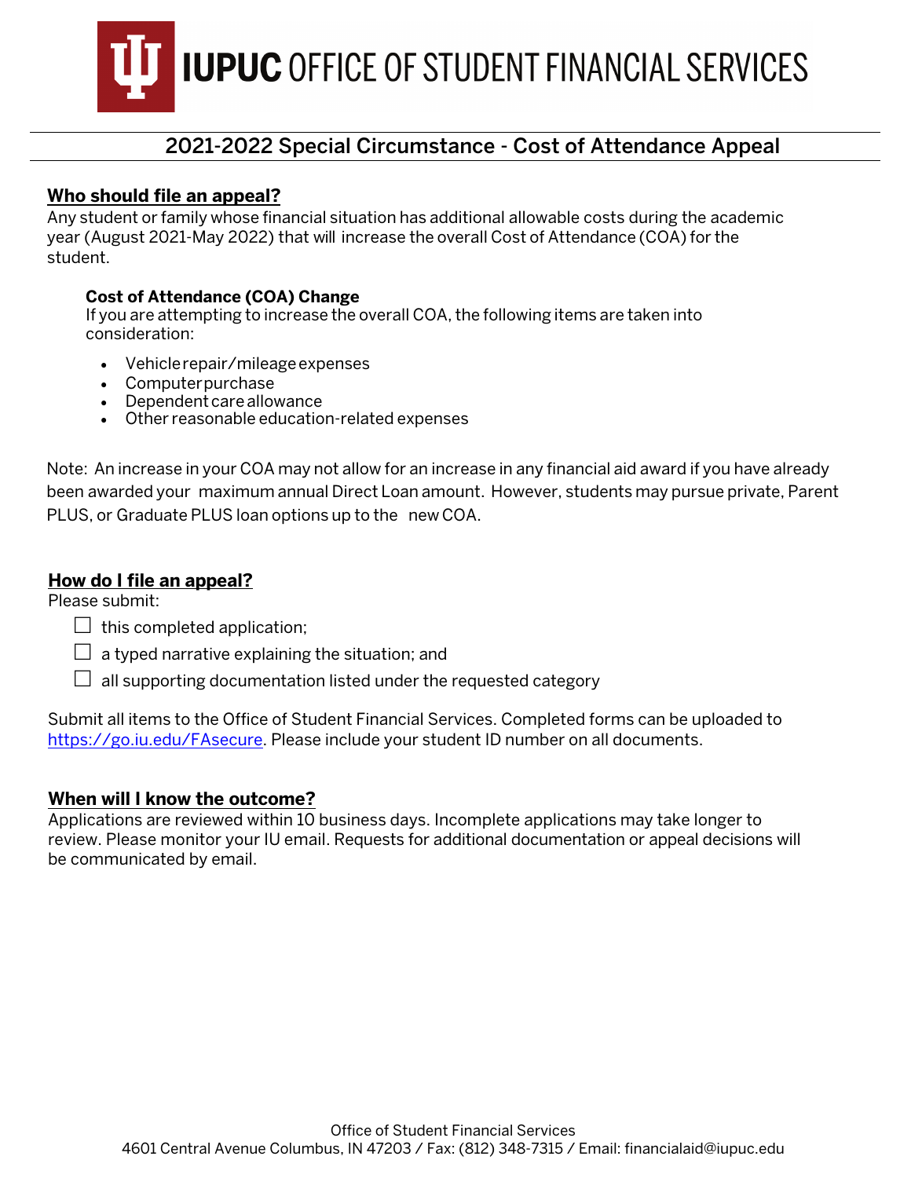# IUPUC OFFICE OF STUDENT FINANCIAL SERVICES

## 2021-2022 Special Circumstance - Cost of Attendance Appeal

### Who should file an appeal?

Any student or family whose financial situation has additional allowable costs during the academic year (August 2021-May 2022) that will increase the overall Cost of Attendance (COA) for the student.

**Cost of Attendance (COA) Change**
If you are attempting to increase the overall COA, the following items are taken into consideration:

- Vehicle repair/mileage expenses
- Computer purchase
- Dependent care allowance
- Other reasonable education-related expenses

Note: An increase in your COA may not allow for an increase in any financial aid award if you have already been awarded your maximum annual Direct Loan amount. However, students may pursue private, Parent PLUS, or Graduate PLUS loan options up to the new COA.

### How do I file an appeal?

Please submit:

- ☐ this completed application;
- ☐ a typed narrative explaining the situation; and
- ☐ all supporting documentation listed under the requested category

Submit all items to the Office of Student Financial Services. Completed forms can be uploaded to https://go.iu.edu/FAsecure. Please include your student ID number on all documents.

### When will I know the outcome?

Applications are reviewed within 10 business days. Incomplete applications may take longer to review. Please monitor your IU email. Requests for additional documentation or appeal decisions will be communicated by email.

Office of Student Financial Services
4601 Central Avenue Columbus, IN 47203 / Fax: (812) 348-7315 / Email: financialaid@iupuc.edu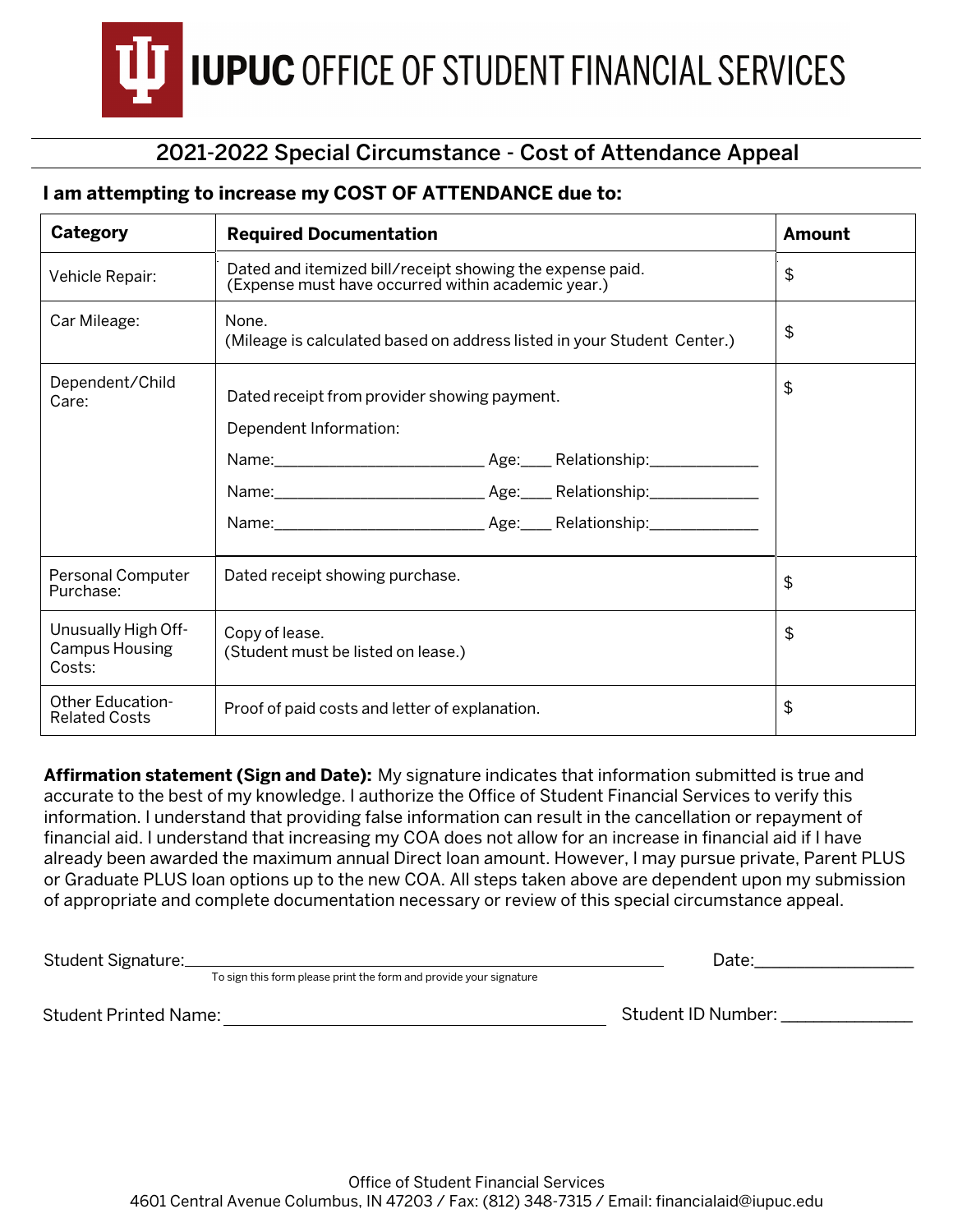# IUPUC OFFICE OF STUDENT FINANCIAL SERVICES

## 2021-2022 Special Circumstance - Cost of Attendance Appeal

**I am attempting to increase my COST OF ATTENDANCE due to:**

| Category | Required Documentation | Amount |
|---|---|---|
| Vehicle Repair: | Dated and itemized bill/receipt showing the expense paid. (Expense must have occurred within academic year.) | $ |
| Car Mileage: | None. (Mileage is calculated based on address listed in your Student Center.) | $ |
| Dependent/Child Care: | Dated receipt from provider showing payment.<br>Dependent Information:<br>Name:________________________ Age:____ Relationship:____________<br>Name:________________________ Age:____ Relationship:____________<br>Name:________________________ Age:____ Relationship:____________ | $ |
| Personal Computer Purchase: | Dated receipt showing purchase. | $ |
| Unusually High Off-Campus Housing Costs: | Copy of lease. (Student must be listed on lease.) | $ |
| Other Education-Related Costs | Proof of paid costs and letter of explanation. | $ |

**Affirmation statement (Sign and Date):** My signature indicates that information submitted is true and accurate to the best of my knowledge. I authorize the Office of Student Financial Services to verify this information. I understand that providing false information can result in the cancellation or repayment of financial aid. I understand that increasing my COA does not allow for an increase in financial aid if I have already been awarded the maximum annual Direct loan amount. However, I may pursue private, Parent PLUS or Graduate PLUS loan options up to the new COA. All steps taken above are dependent upon my submission of appropriate and complete documentation necessary or review of this special circumstance appeal.

Student Signature:____________________________________________ Date:________________

To sign this form please print the form and provide your signature

Student Printed Name: ________________________________________ Student ID Number: ____________

Office of Student Financial Services
4601 Central Avenue Columbus, IN 47203 / Fax: (812) 348-7315 / Email: financialaid@iupuc.edu